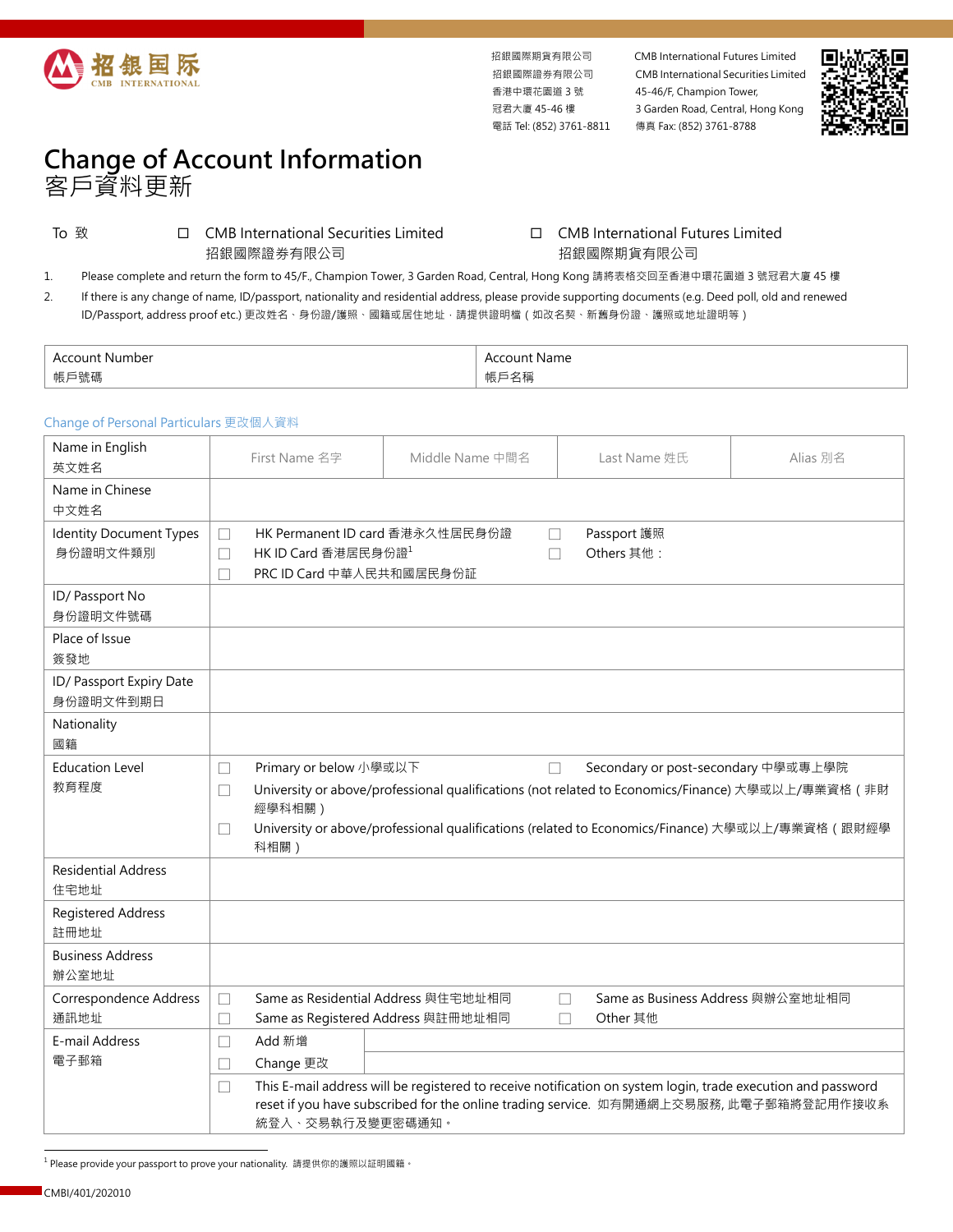招銀國際期貨有限公司
招銀國際證券有限公司
香港中環花園道 3 號
冠君大廈 45-46 樓
電話 Tel: (852) 3761-8811

CMB International Futures Limited
CMB International Securities Limited
45-46/F, Champion Tower,
3 Garden Road, Central, Hong Kong
傳真 Fax: (852) 3761-8788

# Change of Account Information
# 客戶資料更新

To 致　☐ CMB International Securities Limited 招銀國際證券有限公司　☐ CMB International Futures Limited 招銀國際期貨有限公司

1. Please complete and return the form to 45/F., Champion Tower, 3 Garden Road, Central, Hong Kong 請將表格交回至香港中環花園道 3 號冠君大廈 45 樓
2. If there is any change of name, ID/passport, nationality and residential address, please provide supporting documents (e.g. Deed poll, old and renewed ID/Passport, address proof etc.) 更改姓名、身份證/護照、國籍或居住地址，請提供證明檔（如改名契、新舊身份證、護照或地址證明等）

| Account Number 帳戶號碼 | Account Name 帳戶名稱 |
|---|---|
| | |

## Change of Personal Particulars 更改個人資料

| Item | Details | | | |
|---|---|---|---|---|
| Name in English 英文姓名 | First Name 名字 | Middle Name 中間名 | Last Name 姓氏 | Alias 別名 |
| Name in Chinese 中文姓名 | | | | |
| Identity Document Types 身份證明文件類別 | ☐ HK Permanent ID card 香港永久性居民身份證<br>☐ HK ID Card 香港居民身份證[1]<br>☐ PRC ID Card 中華人民共和國居民身份証 | | ☐ Passport 護照<br>☐ Others 其他： | |
| ID/ Passport No 身份證明文件號碼 | | | | |
| Place of Issue 簽發地 | | | | |
| ID/ Passport Expiry Date 身份證明文件到期日 | | | | |
| Nationality 國籍 | | | | |
| Education Level 教育程度 | ☐ Primary or below 小學或以下<br>☐ Secondary or post-secondary 中學或專上學院<br>☐ University or above/professional qualifications (not related to Economics/Finance) 大學或以上/專業資格（非財經學科相關）<br>☐ University or above/professional qualifications (related to Economics/Finance) 大學或以上/專業資格（跟財經學科相關） | | | |
| Residential Address 住宅地址 | | | | |
| Registered Address 註冊地址 | | | | |
| Business Address 辦公室地址 | | | | |
| Correspondence Address 通訊地址 | ☐ Same as Residential Address 與住宅地址相同<br>☐ Same as Registered Address 與註冊地址相同 | | ☐ Same as Business Address 與辦公室地址相同<br>☐ Other 其他 | |
| E-mail Address 電子郵箱 | ☐ Add 新增<br>☐ Change 更改 | | | |
| | ☐ This E-mail address will be registered to receive notification on system login, trade execution and password reset if you have subscribed for the online trading service. 如有開通網上交易服務, 此電子郵箱將登記用作接收系統登入、交易執行及變更密碼通知。 | | | |

[1] Please provide your passport to prove your nationality. 請提供你的護照以証明國籍。

CMBI/401/202010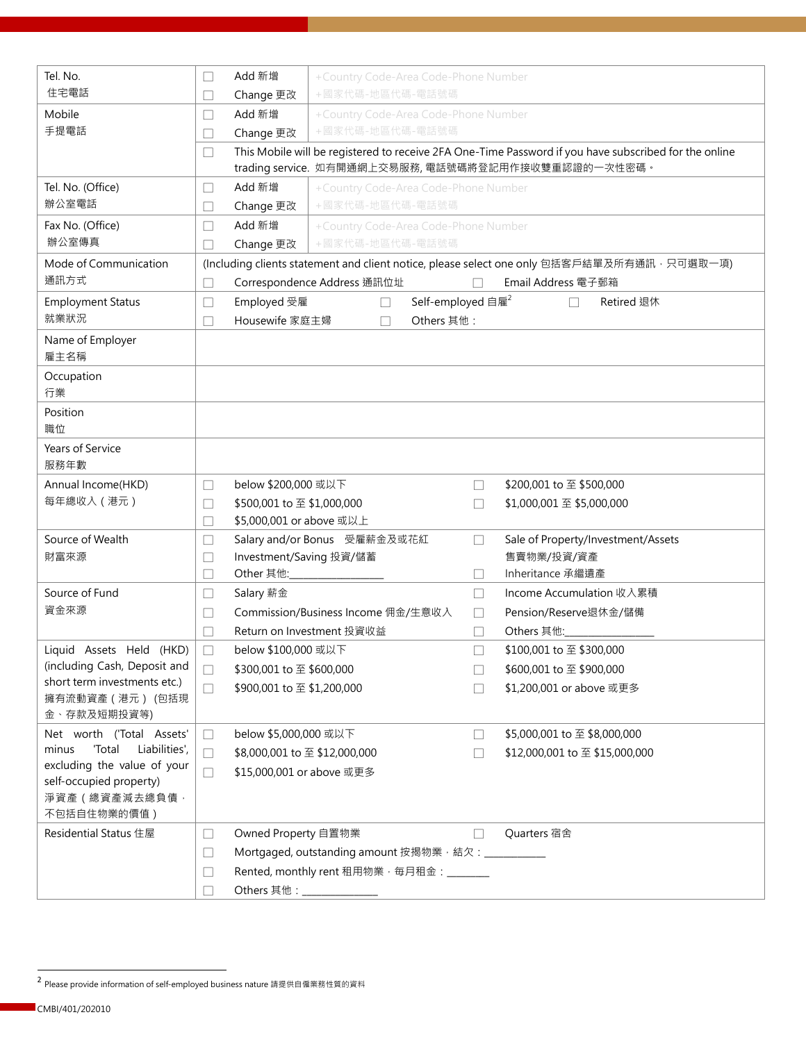| | |
|---|---|
| Tel. No.<br>住宅電話 | ☐ Add 新增 / ☐ Change 更改 — +Country Code-Area Code-Phone Number +國家代碼-地區代碼-電話號碼 |
| Mobile<br>手提電話 | ☐ Add 新增 / ☐ Change 更改 — +Country Code-Area Code-Phone Number +國家代碼-地區代碼-電話號碼<br>☐ This Mobile will be registered to receive 2FA One-Time Password if you have subscribed for the online trading service. 如有開通網上交易服務, 電話號碼將登記用作接收雙重認證的一次性密碼。 |
| Tel. No. (Office)<br>辦公室電話 | ☐ Add 新增 / ☐ Change 更改 — +Country Code-Area Code-Phone Number +國家代碼-地區代碼-電話號碼 |
| Fax No. (Office)<br>辦公室傳真 | ☐ Add 新增 / ☐ Change 更改 — +Country Code-Area Code-Phone Number +國家代碼-地區代碼-電話號碼 |
| Mode of Communication<br>通訊方式 | (Including clients statement and client notice, please select one only 包括客戶結單及所有通訊，只可選取一項)<br>☐ Correspondence Address 通訊位址 ☐ Email Address 電子郵箱 |
| Employment Status<br>就業狀況 | ☐ Employed 受雇 ☐ Self-employed 自雇[2] ☐ Retired 退休<br>☐ Housewife 家庭主婦 ☐ Others 其他： |
| Name of Employer<br>雇主名稱 | |
| Occupation<br>行業 | |
| Position<br>職位 | |
| Years of Service<br>服務年數 | |
| Annual Income(HKD)<br>每年總收入（港元） | ☐ below $200,000 或以下 ☐ $200,001 to 至 $500,000<br>☐ $500,001 to 至 $1,000,000 ☐ $1,000,001 至 $5,000,000<br>☐ $5,000,001 or above 或以上 |
| Source of Wealth<br>財富來源 | ☐ Salary and/or Bonus 受雇薪金及或花紅 ☐ Sale of Property/Investment/Assets 售賣物業/投資/資產<br>☐ Investment/Saving 投資/儲蓄<br>☐ Other 其他:________________ ☐ Inheritance 承繼遺產 |
| Source of Fund<br>資金來源 | ☐ Salary 薪金 ☐ Income Accumulation 收入累積<br>☐ Commission/Business Income 佣金/生意收入 ☐ Pension/Reserve退休金/儲備<br>☐ Return on Investment 投資收益 ☐ Others 其他:________________ |
| Liquid Assets Held (HKD) (including Cash, Deposit and short term investments etc.)<br>擁有流動資產（港元）(包括現金、存款及短期投資等) | ☐ below $100,000 或以下 ☐ $100,001 to 至 $300,000<br>☐ $300,001 to 至 $600,000 ☐ $600,001 to 至 $900,000<br>☐ $900,001 to 至 $1,200,000 ☐ $1,200,001 or above 或更多 |
| Net worth ('Total Assets' minus 'Total Liabilities', excluding the value of your self-occupied property)<br>淨資產（總資產減去總負債，不包括自住物業的價值） | ☐ below $5,000,000 或以下 ☐ $5,000,001 to 至 $8,000,000<br>☐ $8,000,001 to 至 $12,000,000 ☐ $12,000,001 to 至 $15,000,000<br>☐ $15,000,001 or above 或更多 |
| Residential Status 住屋 | ☐ Owned Property 自置物業 ☐ Quarters 宿舍<br>☐ Mortgaged, outstanding amount 按揭物業，結欠：___________<br>☐ Rented, monthly rent 租用物業，每月租金：________<br>☐ Others 其他：_____________ |

[2] Please provide information of self-employed business nature 請提供自僱業務性質的資料

CMBI/401/202010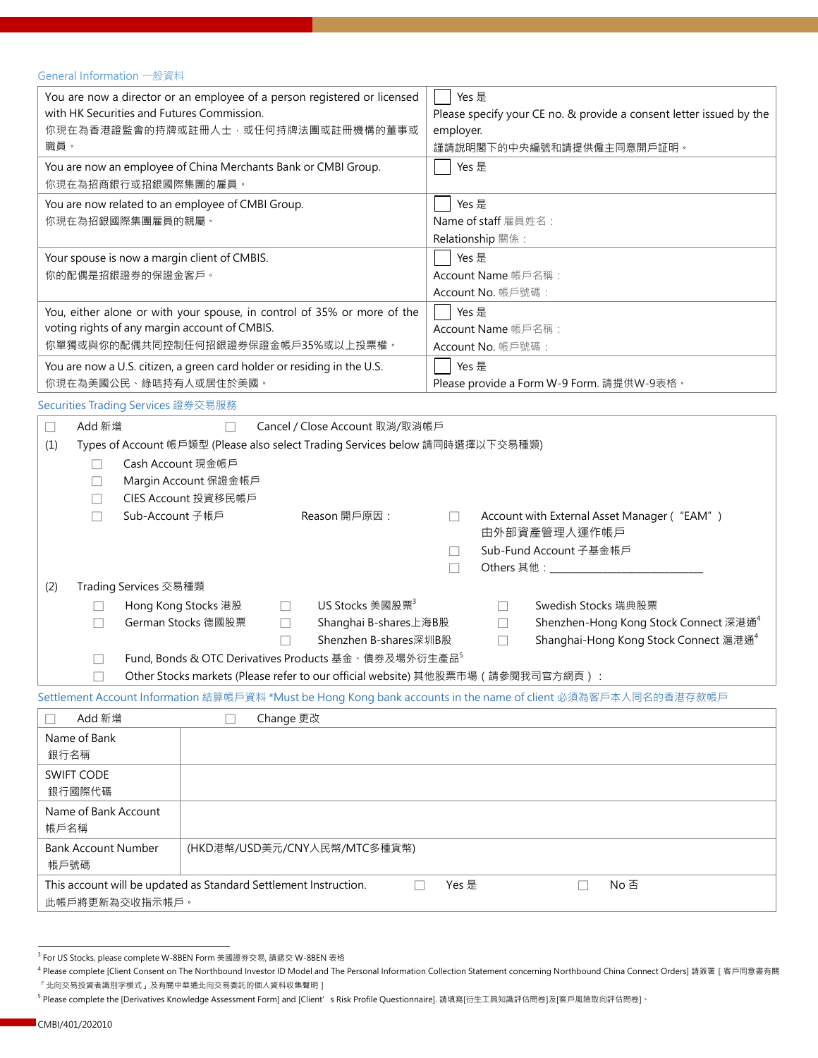## General Information 一般資料

| | |
|---|---|
| You are now a director or an employee of a person registered or licensed with HK Securities and Futures Commission.<br>你現在為香港證監會的持牌或註冊人士，或任何持牌法團或註冊機構的董事或職員。 | ☐ Yes 是<br>Please specify your CE no. & provide a consent letter issued by the employer.<br>謹請說明閣下的中央編號和請提供僱主同意開戶証明。 |
| You are now an employee of China Merchants Bank or CMBI Group.<br>你現在為招商銀行或招銀國際集團的雇員。 | ☐ Yes 是 |
| You are now related to an employee of CMBI Group.<br>你現在為招銀國際集團雇員的親屬。 | ☐ Yes 是<br>Name of staff 雇員姓名：<br>Relationship 關係： |
| Your spouse is now a margin client of CMBIS.<br>你的配偶是招銀證券的保證金客戶。 | ☐ Yes 是<br>Account Name 帳戶名稱：<br>Account No. 帳戶號碼： |
| You, either alone or with your spouse, in control of 35% or more of the voting rights of any margin account of CMBIS.<br>你單獨或與你的配偶共同控制任何招銀證券保證金帳戶35%或以上投票權。 | ☐ Yes 是<br>Account Name 帳戶名稱：<br>Account No. 帳戶號碼： |
| You are now a U.S. citizen, a green card holder or residing in the U.S.<br>你現在為美國公民、綠咭持有人或居住於美國。 | ☐ Yes 是<br>Please provide a Form W-9 Form. 請提供W-9表格。 |

## Securities Trading Services 證券交易服務

☐ Add 新增　　☐ Cancel / Close Account 取消/取消帳戶

(1) Types of Account 帳戶類型 (Please also select Trading Services below 請同時選擇以下交易種類)

- ☐ Cash Account 現金帳戶
- ☐ Margin Account 保證金帳戶
- ☐ CIES Account 投資移民帳戶
- ☐ Sub-Account 子帳戶　　Reason 開戶原因：
  - ☐ Account with External Asset Manager (“EAM”) 由外部資產管理人運作帳戶
  - ☐ Sub-Fund Account 子基金帳戶
  - ☐ Others 其他：\_\_\_\_\_\_\_\_\_\_\_\_\_\_\_\_\_\_\_\_

(2) Trading Services 交易種類

| | | |
|---|---|---|
| ☐ Hong Kong Stocks 港股 | ☐ US Stocks 美國股票[3] | ☐ Swedish Stocks 瑞典股票 |
| ☐ German Stocks 德國股票 | ☐ Shanghai B-shares上海B股 | ☐ Shenzhen-Hong Kong Stock Connect 深港通[4] |
| | ☐ Shenzhen B-shares深圳B股 | ☐ Shanghai-Hong Kong Stock Connect 滬港通[4] |

- ☐ Fund, Bonds & OTC Derivatives Products 基金、債券及場外衍生產品[5]
- ☐ Other Stocks markets (Please refer to our official website) 其他股票市場（請參閱我司官方網頁）：

## Settlement Account Information 結算帳戶資料 *Must be Hong Kong bank accounts in the name of client 必須為客戶本人同名的香港存款帳戶

☐ Add 新增　　☐ Change 更改

| | |
|---|---|
| Name of Bank<br>銀行名稱 | |
| SWIFT CODE<br>銀行國際代碼 | |
| Name of Bank Account<br>帳戶名稱 | |
| Bank Account Number<br>帳戶號碼 | (HKD港幣/USD美元/CNY人民幣/MTC多種貨幣) |

This account will be updated as Standard Settlement Instruction. 此帳戶將更新為交收指示帳戶。　☐ Yes 是　☐ No 否

---

[3] For US Stocks, please complete W-8BEN Form 美國證券交易, 請遞交 W-8BEN 表格

[4] Please complete [Client Consent on The Northbound Investor ID Model and The Personal Information Collection Statement concerning Northbound China Connect Orders] 請簽署 [ 客戶同意書有關「北向交易投資者識別字模式」及有關中華通北向交易委託的個人資料收集聲明 ]

[5] Please complete the [Derivatives Knowledge Assessment Form] and [Client's Risk Profile Questionnaire]. 請填寫[衍生工具知識評估問卷]及[客戶風險取向評估問卷]。

CMBI/401/202010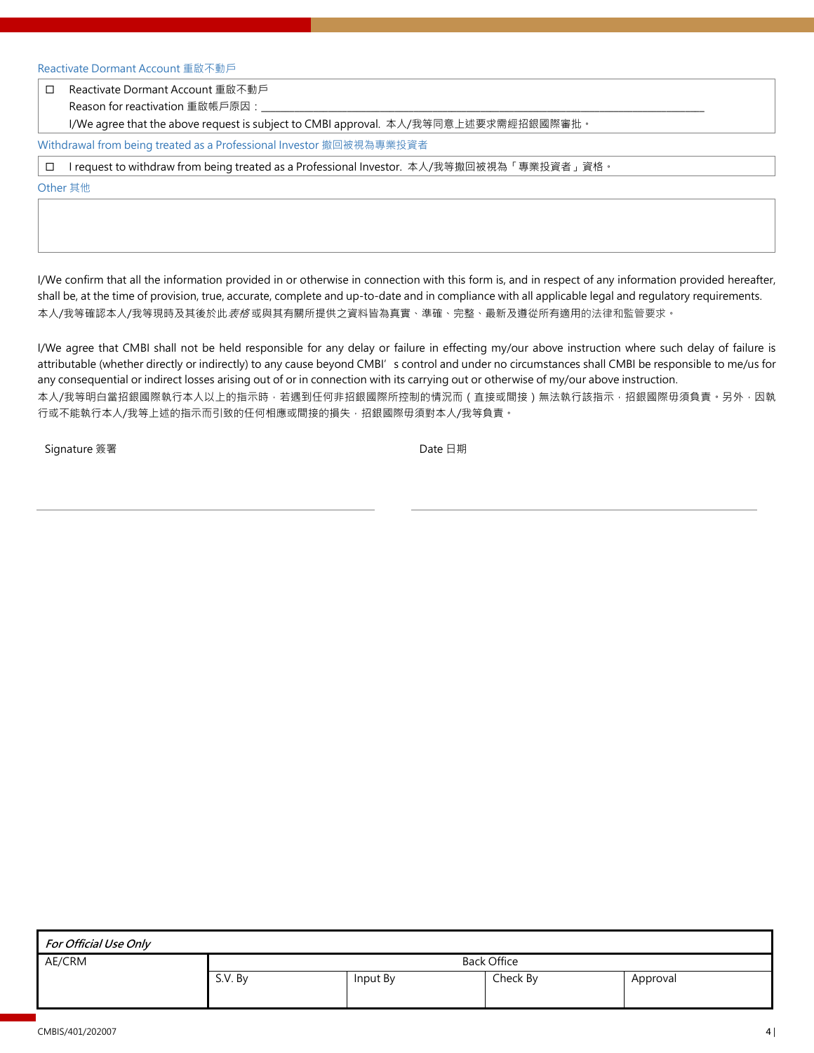### Reactivate Dormant Account 重啟不動戶

☐ Reactivate Dormant Account 重啟不動戶

Reason for reactivation 重啟帳戶原因：\_\_\_\_\_\_\_\_\_\_\_\_\_\_\_\_\_\_\_\_\_\_\_\_\_\_\_\_\_\_\_\_\_\_\_\_\_\_\_\_\_\_\_\_\_\_\_\_\_\_\_\_\_\_\_\_\_\_\_\_

I/We agree that the above request is subject to CMBI approval. 本人/我等同意上述要求需經招銀國際審批。

### Withdrawal from being treated as a Professional Investor 撤回被視為專業投資者

☐ I request to withdraw from being treated as a Professional Investor. 本人/我等撤回被視為「專業投資者」資格。

### Other 其他

I/We confirm that all the information provided in or otherwise in connection with this form is, and in respect of any information provided hereafter, shall be, at the time of provision, true, accurate, complete and up-to-date and in compliance with all applicable legal and regulatory requirements.
本人/我等確認本人/我等現時及其後於此*表格*或與其有關所提供之資料皆為真實、準確、完整、最新及遵從所有適用的法律和監管要求。

I/We agree that CMBI shall not be held responsible for any delay or failure in effecting my/our above instruction where such delay of failure is attributable (whether directly or indirectly) to any cause beyond CMBI' s control and under no circumstances shall CMBI be responsible to me/us for any consequential or indirect losses arising out of or in connection with its carrying out or otherwise of my/our above instruction.
本人/我等明白當招銀國際執行本人以上的指示時，若遇到任何非招銀國際所控制的情況而（直接或間接）無法執行該指示，招銀國際毋須負責。另外，因執行或不能執行本人/我等上述的指示而引致的任何相應或間接的損失，招銀國際毋須對本人/我等負責。

Signature 簽署 \_\_\_\_\_\_\_\_\_\_\_\_\_\_\_\_\_\_\_\_\_\_\_\_

Date 日期 \_\_\_\_\_\_\_\_\_\_\_\_\_\_\_\_\_\_\_\_\_\_\_\_

| *For Official Use Only* | | | | |
|---|---|---|---|---|
| AE/CRM | Back Office | | | |
| | S.V. By | Input By | Check By | Approval |

CMBIS/401/202007